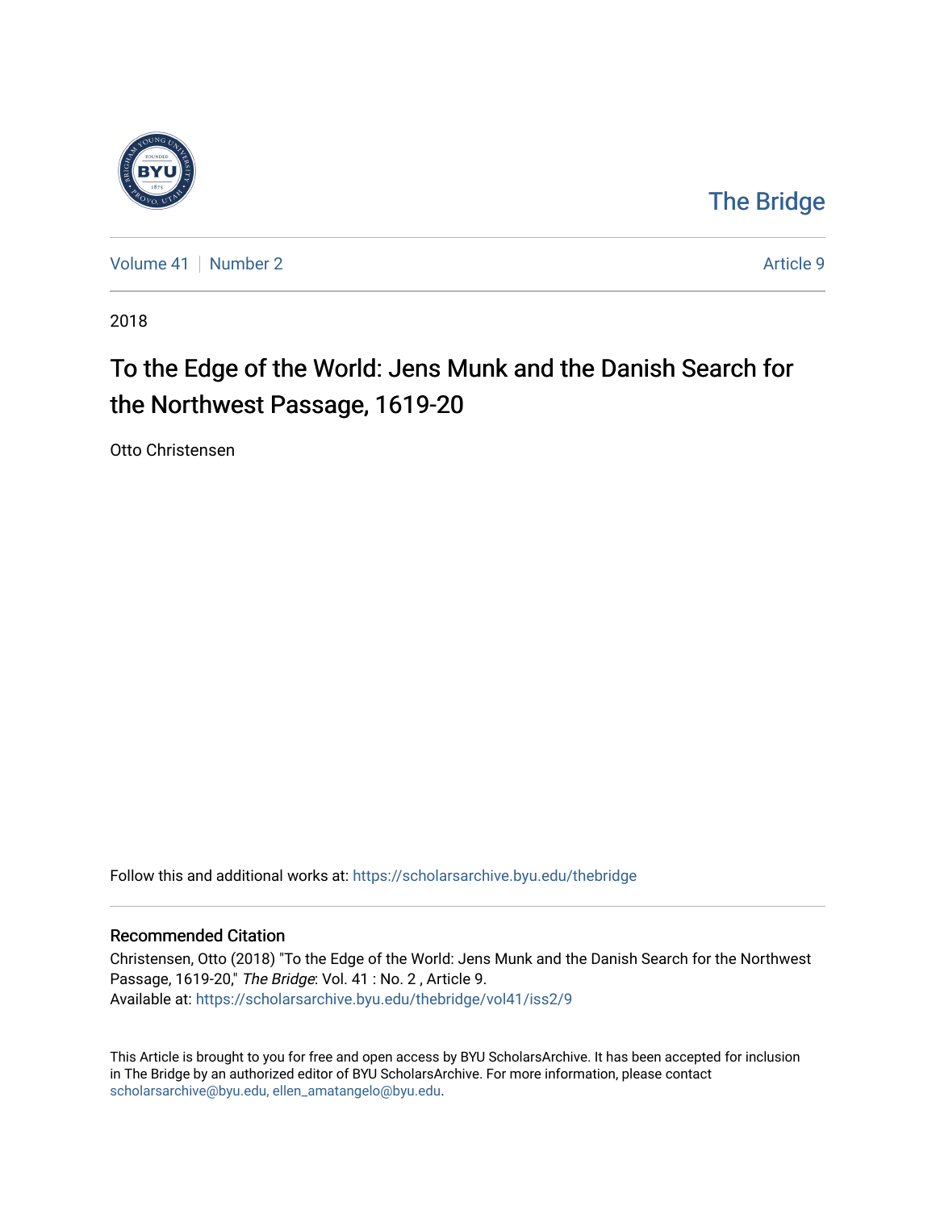The Bridge

Volume 41 | Number 2 | Article 9

2018

# To the Edge of the World: Jens Munk and the Danish Search for the Northwest Passage, 1619-20

Otto Christensen

Follow this and additional works at: https://scholarsarchive.byu.edu/thebridge

## Recommended Citation

Christensen, Otto (2018) "To the Edge of the World: Jens Munk and the Danish Search for the Northwest Passage, 1619-20," *The Bridge*: Vol. 41 : No. 2 , Article 9.
Available at: https://scholarsarchive.byu.edu/thebridge/vol41/iss2/9

This Article is brought to you for free and open access by BYU ScholarsArchive. It has been accepted for inclusion in The Bridge by an authorized editor of BYU ScholarsArchive. For more information, please contact scholarsarchive@byu.edu, ellen_amatangelo@byu.edu.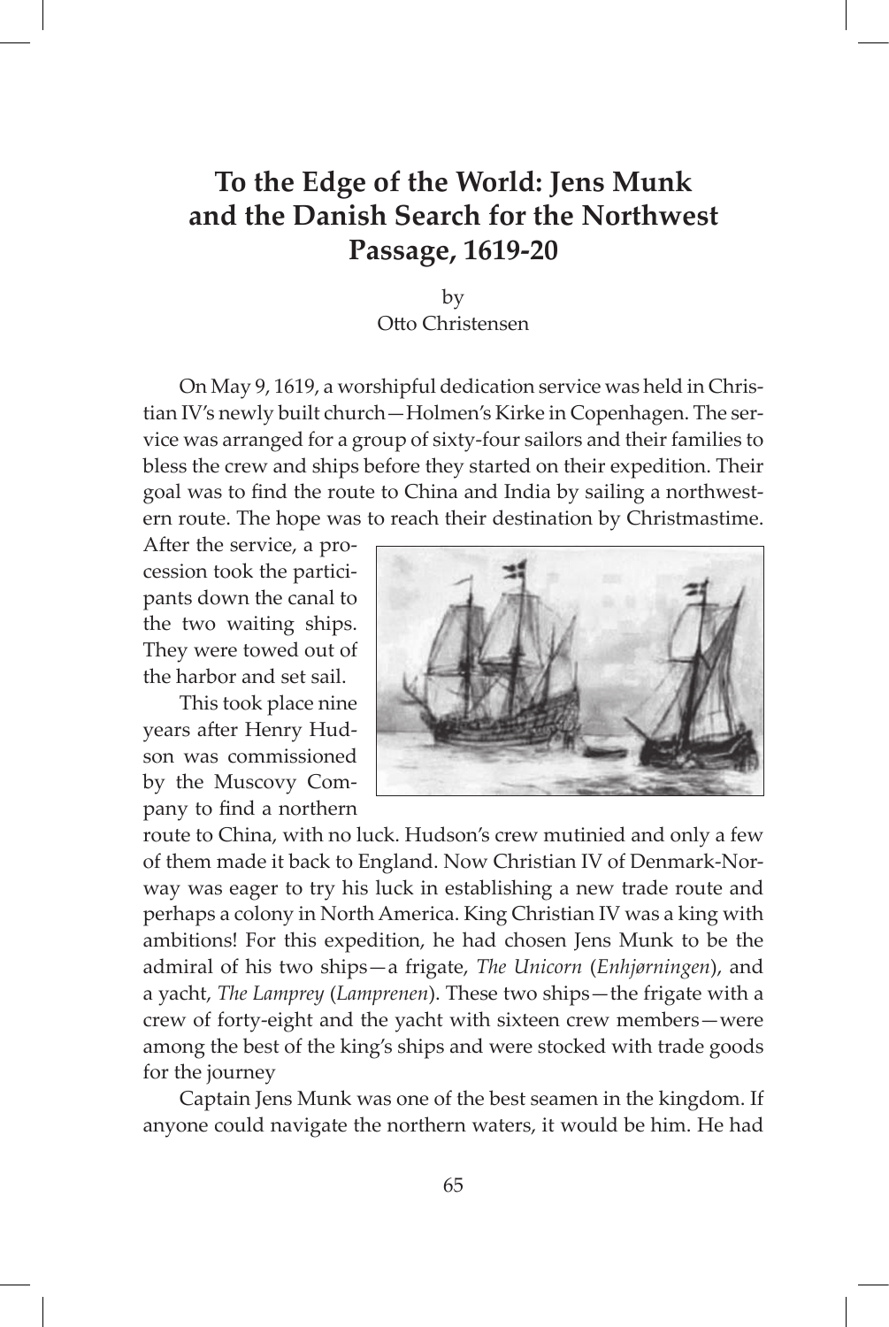# To the Edge of the World: Jens Munk and the Danish Search for the Northwest Passage, 1619-20

by
Otto Christensen

On May 9, 1619, a worshipful dedication service was held in Christian IV's newly built church—Holmen's Kirke in Copenhagen. The service was arranged for a group of sixty-four sailors and their families to bless the crew and ships before they started on their expedition. Their goal was to find the route to China and India by sailing a northwestern route. The hope was to reach their destination by Christmastime. After the service, a procession took the participants down the canal to the two waiting ships. They were towed out of the harbor and set sail.

This took place nine years after Henry Hudson was commissioned by the Muscovy Company to find a northern route to China, with no luck. Hudson's crew mutinied and only a few of them made it back to England. Now Christian IV of Denmark-Norway was eager to try his luck in establishing a new trade route and perhaps a colony in North America. King Christian IV was a king with ambitions! For this expedition, he had chosen Jens Munk to be the admiral of his two ships—a frigate, *The Unicorn* (*Enhjørningen*), and a yacht, *The Lamprey* (*Lamprenen*). These two ships—the frigate with a crew of forty-eight and the yacht with sixteen crew members—were among the best of the king's ships and were stocked with trade goods for the journey

Captain Jens Munk was one of the best seamen in the kingdom. If anyone could navigate the northern waters, it would be him. He had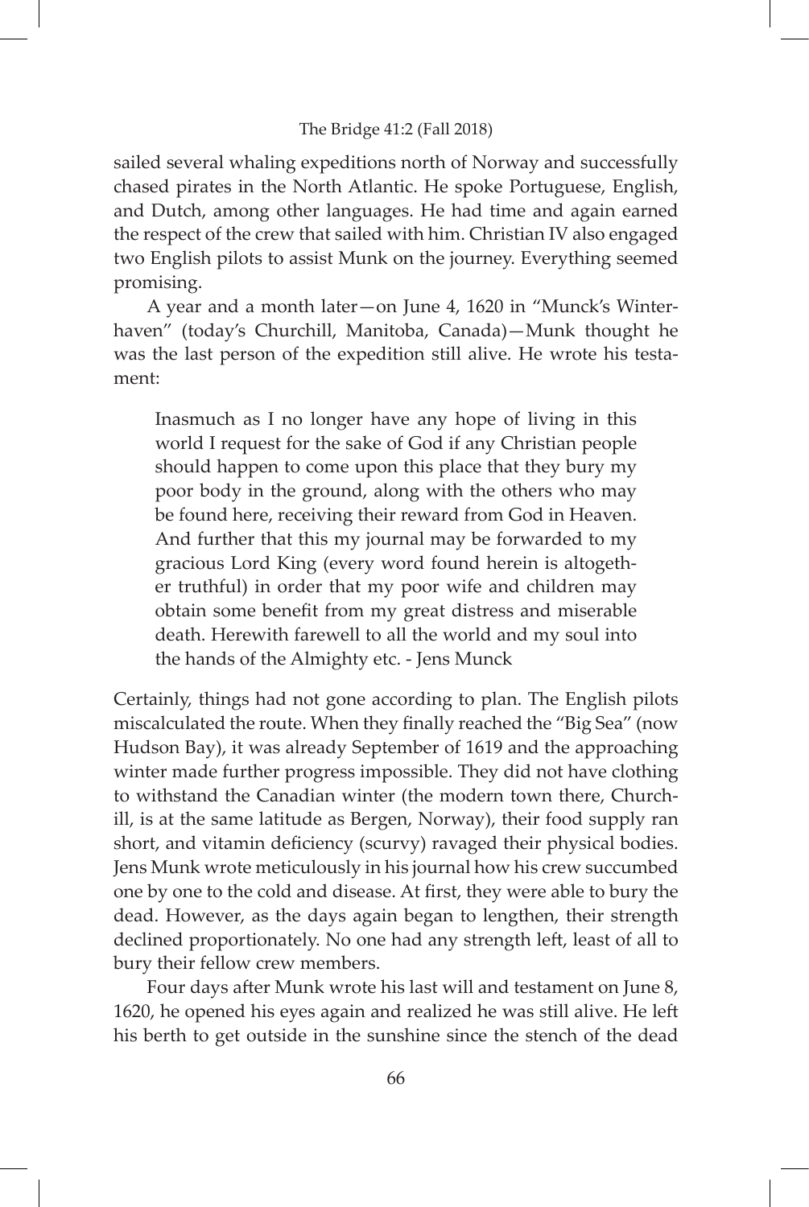sailed several whaling expeditions north of Norway and successfully chased pirates in the North Atlantic. He spoke Portuguese, English, and Dutch, among other languages. He had time and again earned the respect of the crew that sailed with him. Christian IV also engaged two English pilots to assist Munk on the journey. Everything seemed promising.

A year and a month later—on June 4, 1620 in "Munck's Winterhaven" (today's Churchill, Manitoba, Canada)—Munk thought he was the last person of the expedition still alive. He wrote his testament:

> Inasmuch as I no longer have any hope of living in this world I request for the sake of God if any Christian people should happen to come upon this place that they bury my poor body in the ground, along with the others who may be found here, receiving their reward from God in Heaven. And further that this my journal may be forwarded to my gracious Lord King (every word found herein is altogether truthful) in order that my poor wife and children may obtain some benefit from my great distress and miserable death. Herewith farewell to all the world and my soul into the hands of the Almighty etc. - Jens Munck

Certainly, things had not gone according to plan. The English pilots miscalculated the route. When they finally reached the "Big Sea" (now Hudson Bay), it was already September of 1619 and the approaching winter made further progress impossible. They did not have clothing to withstand the Canadian winter (the modern town there, Churchill, is at the same latitude as Bergen, Norway), their food supply ran short, and vitamin deficiency (scurvy) ravaged their physical bodies. Jens Munk wrote meticulously in his journal how his crew succumbed one by one to the cold and disease. At first, they were able to bury the dead. However, as the days again began to lengthen, their strength declined proportionately. No one had any strength left, least of all to bury their fellow crew members.

Four days after Munk wrote his last will and testament on June 8, 1620, he opened his eyes again and realized he was still alive. He left his berth to get outside in the sunshine since the stench of the dead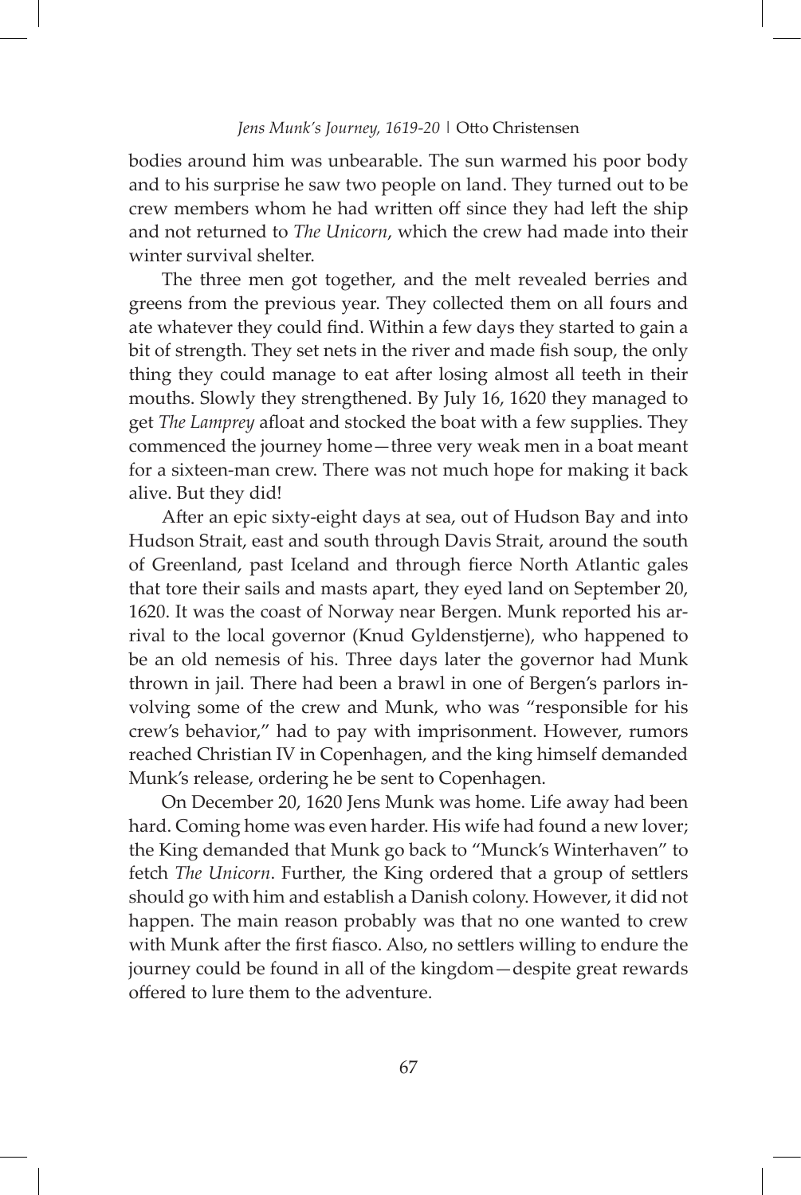bodies around him was unbearable. The sun warmed his poor body and to his surprise he saw two people on land. They turned out to be crew members whom he had written off since they had left the ship and not returned to *The Unicorn*, which the crew had made into their winter survival shelter.

The three men got together, and the melt revealed berries and greens from the previous year. They collected them on all fours and ate whatever they could find. Within a few days they started to gain a bit of strength. They set nets in the river and made fish soup, the only thing they could manage to eat after losing almost all teeth in their mouths. Slowly they strengthened. By July 16, 1620 they managed to get *The Lamprey* afloat and stocked the boat with a few supplies. They commenced the journey home—three very weak men in a boat meant for a sixteen-man crew. There was not much hope for making it back alive. But they did!

After an epic sixty-eight days at sea, out of Hudson Bay and into Hudson Strait, east and south through Davis Strait, around the south of Greenland, past Iceland and through fierce North Atlantic gales that tore their sails and masts apart, they eyed land on September 20, 1620. It was the coast of Norway near Bergen. Munk reported his arrival to the local governor (Knud Gyldenstjerne), who happened to be an old nemesis of his. Three days later the governor had Munk thrown in jail. There had been a brawl in one of Bergen's parlors involving some of the crew and Munk, who was "responsible for his crew's behavior," had to pay with imprisonment. However, rumors reached Christian IV in Copenhagen, and the king himself demanded Munk's release, ordering he be sent to Copenhagen.

On December 20, 1620 Jens Munk was home. Life away had been hard. Coming home was even harder. His wife had found a new lover; the King demanded that Munk go back to "Munck's Winterhaven" to fetch *The Unicorn*. Further, the King ordered that a group of settlers should go with him and establish a Danish colony. However, it did not happen. The main reason probably was that no one wanted to crew with Munk after the first fiasco. Also, no settlers willing to endure the journey could be found in all of the kingdom—despite great rewards offered to lure them to the adventure.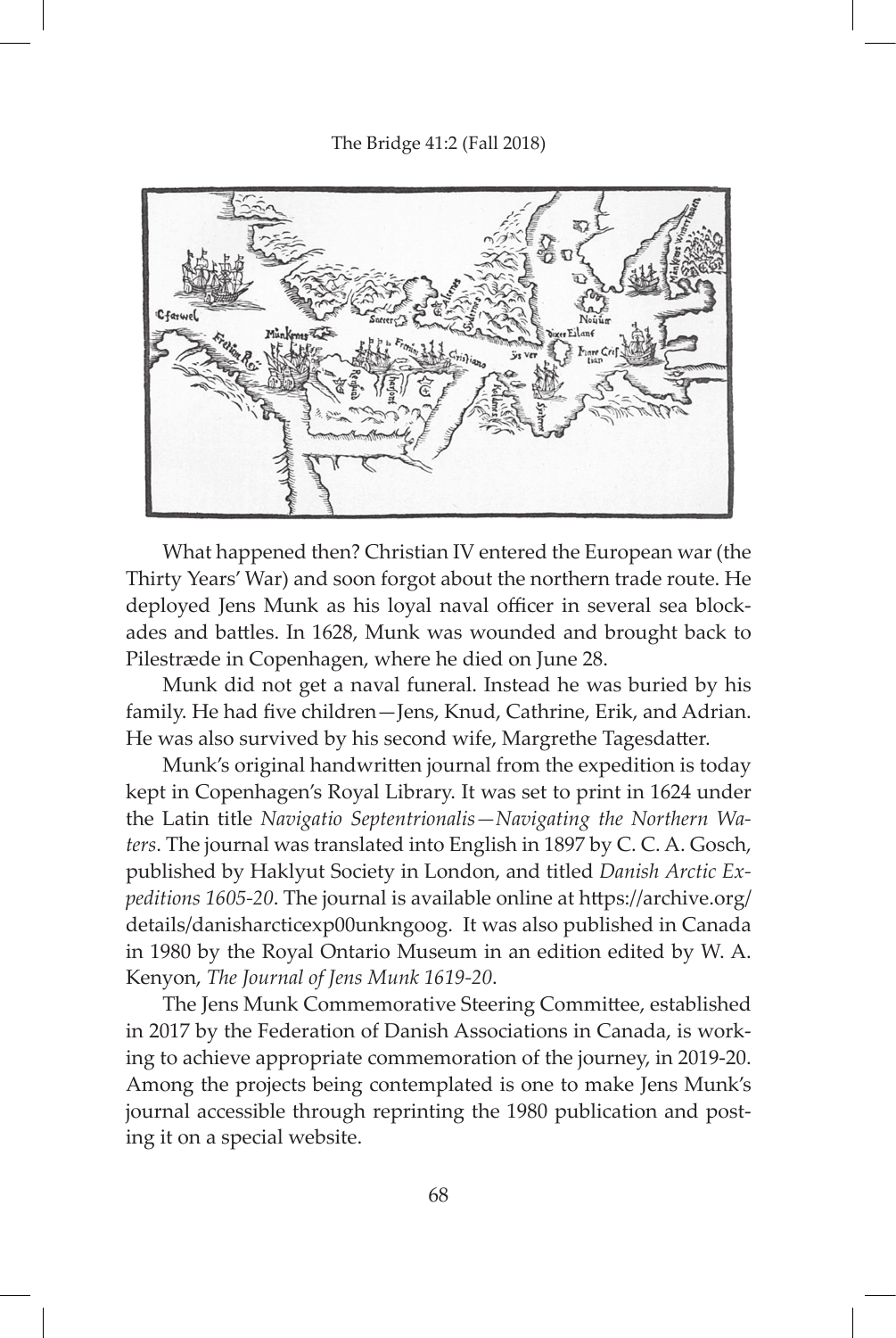What happened then? Christian IV entered the European war (the Thirty Years' War) and soon forgot about the northern trade route. He deployed Jens Munk as his loyal naval officer in several sea blockades and battles. In 1628, Munk was wounded and brought back to Pilestræde in Copenhagen, where he died on June 28.

Munk did not get a naval funeral. Instead he was buried by his family. He had five children—Jens, Knud, Cathrine, Erik, and Adrian. He was also survived by his second wife, Margrethe Tagesdatter.

Munk's original handwritten journal from the expedition is today kept in Copenhagen's Royal Library. It was set to print in 1624 under the Latin title *Navigatio Septentrionalis—Navigating the Northern Waters*. The journal was translated into English in 1897 by C. C. A. Gosch, published by Haklyut Society in London, and titled *Danish Arctic Expeditions 1605-20*. The journal is available online at https://archive.org/details/danisharcticexp00unkngoog. It was also published in Canada in 1980 by the Royal Ontario Museum in an edition edited by W. A. Kenyon, *The Journal of Jens Munk 1619-20*.

The Jens Munk Commemorative Steering Committee, established in 2017 by the Federation of Danish Associations in Canada, is working to achieve appropriate commemoration of the journey, in 2019-20. Among the projects being contemplated is one to make Jens Munk's journal accessible through reprinting the 1980 publication and posting it on a special website.